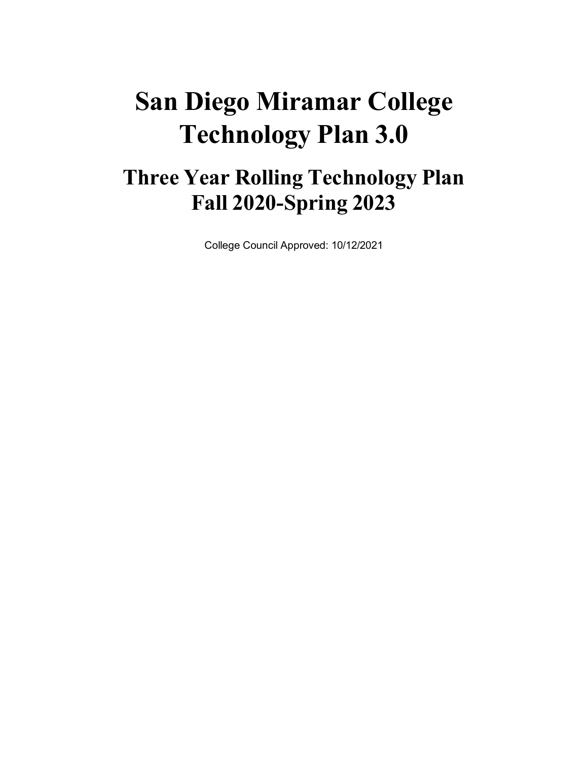# San Diego Miramar College Technology Plan 3.0

## Three Year Rolling Technology Plan Fall 2020-Spring 2023

College Council Approved: 10/12/2021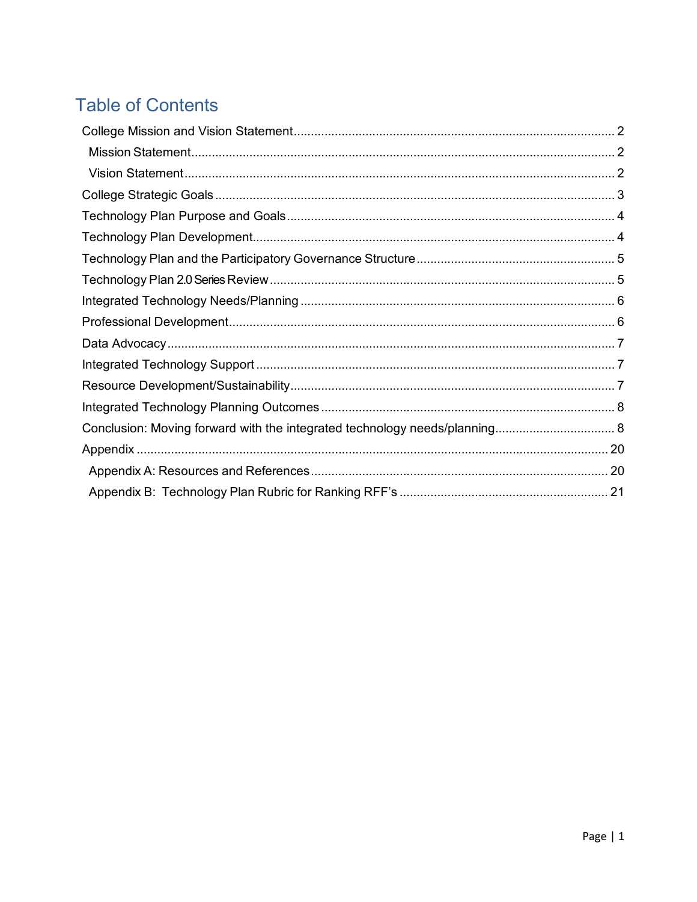# Table of Contents

- College Mission and Vision Statement ........ 2
  - Mission Statement ........ 2
  - Vision Statement ........ 2
- College Strategic Goals ........ 3
- Technology Plan Purpose and Goals ........ 4
- Technology Plan Development ........ 4
- Technology Plan and the Participatory Governance Structure ........ 5
- Technology Plan 2.0 Series Review ........ 5
- Integrated Technology Needs/Planning ........ 6
- Professional Development ........ 6
- Data Advocacy ........ 7
- Integrated Technology Support ........ 7
- Resource Development/Sustainability ........ 7
- Integrated Technology Planning Outcomes ........ 8
- Conclusion: Moving forward with the integrated technology needs/planning ........ 8
- Appendix ........ 20
  - Appendix A: Resources and References ........ 20
  - Appendix B: Technology Plan Rubric for Ranking RFF's ........ 21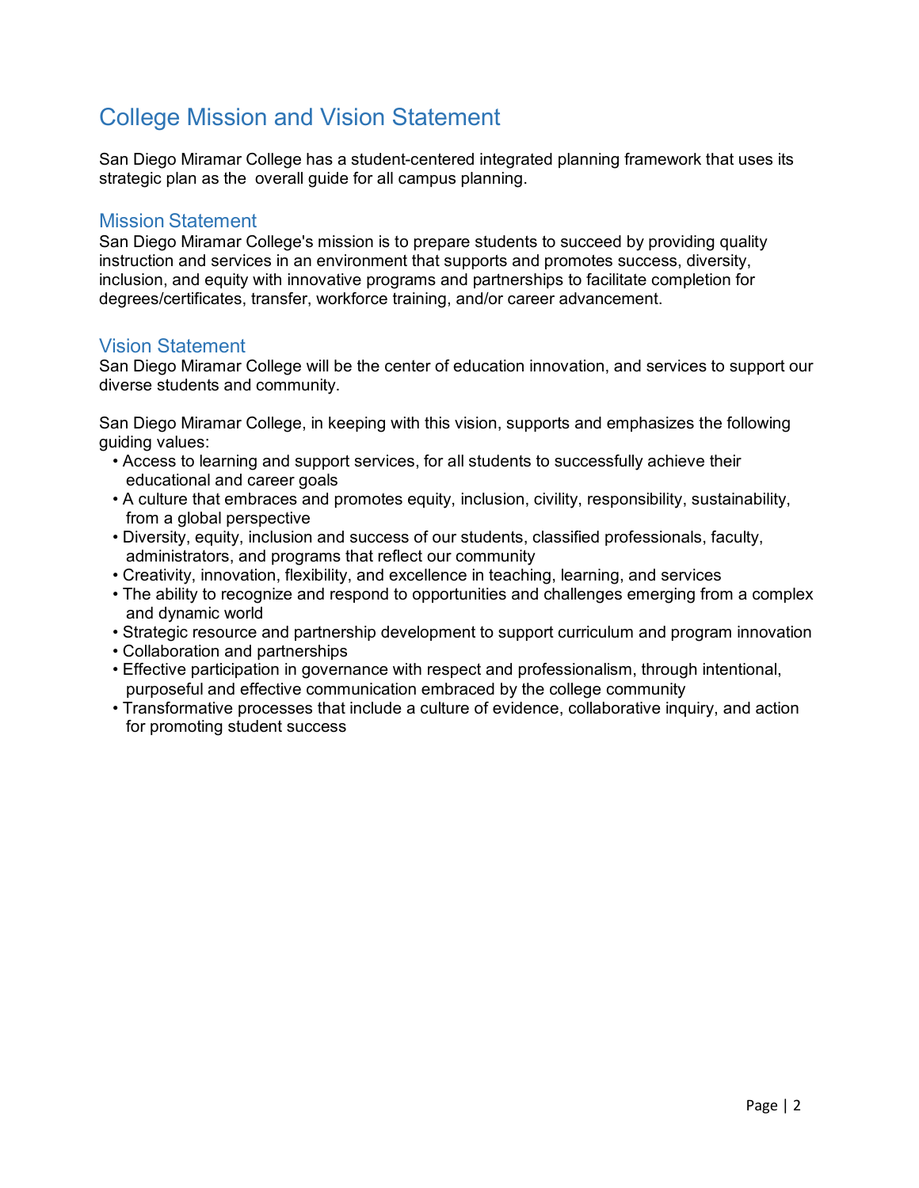# College Mission and Vision Statement

San Diego Miramar College has a student-centered integrated planning framework that uses its strategic plan as the overall guide for all campus planning.

## Mission Statement

San Diego Miramar College's mission is to prepare students to succeed by providing quality instruction and services in an environment that supports and promotes success, diversity, inclusion, and equity with innovative programs and partnerships to facilitate completion for degrees/certificates, transfer, workforce training, and/or career advancement.

## Vision Statement

San Diego Miramar College will be the center of education innovation, and services to support our diverse students and community.

San Diego Miramar College, in keeping with this vision, supports and emphasizes the following guiding values:

- Access to learning and support services, for all students to successfully achieve their educational and career goals
- A culture that embraces and promotes equity, inclusion, civility, responsibility, sustainability, from a global perspective
- Diversity, equity, inclusion and success of our students, classified professionals, faculty, administrators, and programs that reflect our community
- Creativity, innovation, flexibility, and excellence in teaching, learning, and services
- The ability to recognize and respond to opportunities and challenges emerging from a complex and dynamic world
- Strategic resource and partnership development to support curriculum and program innovation
- Collaboration and partnerships
- Effective participation in governance with respect and professionalism, through intentional, purposeful and effective communication embraced by the college community
- Transformative processes that include a culture of evidence, collaborative inquiry, and action for promoting student success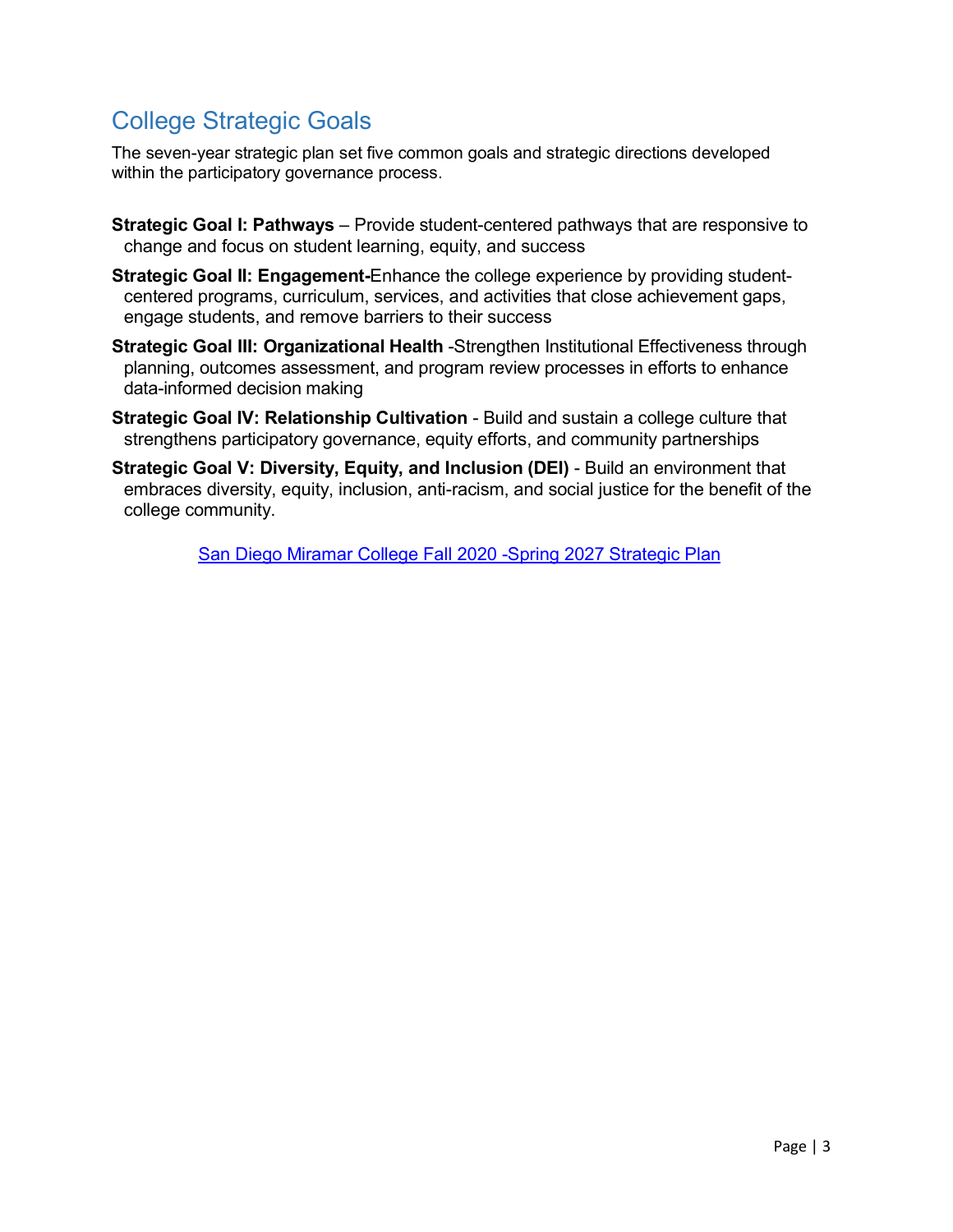## College Strategic Goals

The seven-year strategic plan set five common goals and strategic directions developed within the participatory governance process.

**Strategic Goal I: Pathways** – Provide student-centered pathways that are responsive to change and focus on student learning, equity, and success

**Strategic Goal II: Engagement-**Enhance the college experience by providing student-centered programs, curriculum, services, and activities that close achievement gaps, engage students, and remove barriers to their success

**Strategic Goal III: Organizational Health** -Strengthen Institutional Effectiveness through planning, outcomes assessment, and program review processes in efforts to enhance data-informed decision making

**Strategic Goal IV: Relationship Cultivation** - Build and sustain a college culture that strengthens participatory governance, equity efforts, and community partnerships

**Strategic Goal V: Diversity, Equity, and Inclusion (DEI)** - Build an environment that embraces diversity, equity, inclusion, anti-racism, and social justice for the benefit of the college community.

San Diego Miramar College Fall 2020 -Spring 2027 Strategic Plan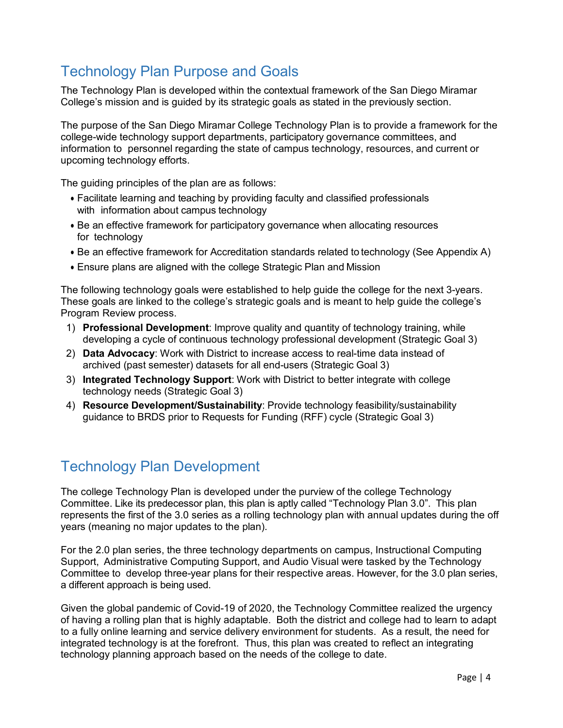## Technology Plan Purpose and Goals

The Technology Plan is developed within the contextual framework of the San Diego Miramar College's mission and is guided by its strategic goals as stated in the previously section.

The purpose of the San Diego Miramar College Technology Plan is to provide a framework for the college-wide technology support departments, participatory governance committees, and information to personnel regarding the state of campus technology, resources, and current or upcoming technology efforts.

The guiding principles of the plan are as follows:

- Facilitate learning and teaching by providing faculty and classified professionals with information about campus technology
- Be an effective framework for participatory governance when allocating resources for technology
- Be an effective framework for Accreditation standards related to technology (See Appendix A)
- Ensure plans are aligned with the college Strategic Plan and Mission

The following technology goals were established to help guide the college for the next 3-years. These goals are linked to the college's strategic goals and is meant to help guide the college's Program Review process.

1) **Professional Development**: Improve quality and quantity of technology training, while developing a cycle of continuous technology professional development (Strategic Goal 3)
2) **Data Advocacy**: Work with District to increase access to real-time data instead of archived (past semester) datasets for all end-users (Strategic Goal 3)
3) **Integrated Technology Support**: Work with District to better integrate with college technology needs (Strategic Goal 3)
4) **Resource Development/Sustainability**: Provide technology feasibility/sustainability guidance to BRDS prior to Requests for Funding (RFF) cycle (Strategic Goal 3)

## Technology Plan Development

The college Technology Plan is developed under the purview of the college Technology Committee. Like its predecessor plan, this plan is aptly called "Technology Plan 3.0". This plan represents the first of the 3.0 series as a rolling technology plan with annual updates during the off years (meaning no major updates to the plan).

For the 2.0 plan series, the three technology departments on campus, Instructional Computing Support, Administrative Computing Support, and Audio Visual were tasked by the Technology Committee to develop three-year plans for their respective areas. However, for the 3.0 plan series, a different approach is being used.

Given the global pandemic of Covid-19 of 2020, the Technology Committee realized the urgency of having a rolling plan that is highly adaptable. Both the district and college had to learn to adapt to a fully online learning and service delivery environment for students. As a result, the need for integrated technology is at the forefront. Thus, this plan was created to reflect an integrating technology planning approach based on the needs of the college to date.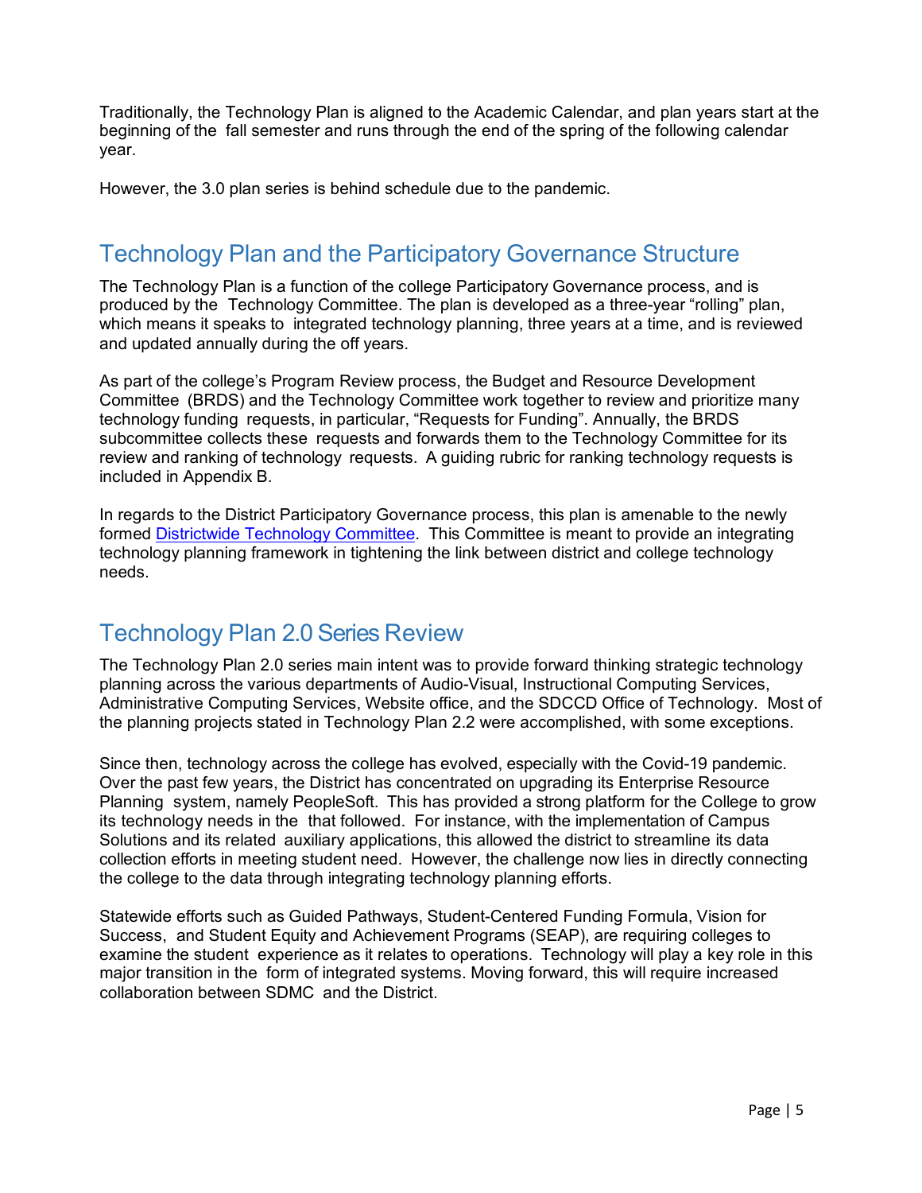Traditionally, the Technology Plan is aligned to the Academic Calendar, and plan years start at the beginning of the fall semester and runs through the end of the spring of the following calendar year.

However, the 3.0 plan series is behind schedule due to the pandemic.

## Technology Plan and the Participatory Governance Structure

The Technology Plan is a function of the college Participatory Governance process, and is produced by the Technology Committee. The plan is developed as a three-year "rolling" plan, which means it speaks to integrated technology planning, three years at a time, and is reviewed and updated annually during the off years.

As part of the college's Program Review process, the Budget and Resource Development Committee (BRDS) and the Technology Committee work together to review and prioritize many technology funding requests, in particular, "Requests for Funding". Annually, the BRDS subcommittee collects these requests and forwards them to the Technology Committee for its review and ranking of technology requests. A guiding rubric for ranking technology requests is included in Appendix B.

In regards to the District Participatory Governance process, this plan is amenable to the newly formed Districtwide Technology Committee. This Committee is meant to provide an integrating technology planning framework in tightening the link between district and college technology needs.

## Technology Plan 2.0 Series Review

The Technology Plan 2.0 series main intent was to provide forward thinking strategic technology planning across the various departments of Audio-Visual, Instructional Computing Services, Administrative Computing Services, Website office, and the SDCCD Office of Technology. Most of the planning projects stated in Technology Plan 2.2 were accomplished, with some exceptions.

Since then, technology across the college has evolved, especially with the Covid-19 pandemic. Over the past few years, the District has concentrated on upgrading its Enterprise Resource Planning system, namely PeopleSoft. This has provided a strong platform for the College to grow its technology needs in the that followed. For instance, with the implementation of Campus Solutions and its related auxiliary applications, this allowed the district to streamline its data collection efforts in meeting student need. However, the challenge now lies in directly connecting the college to the data through integrating technology planning efforts.

Statewide efforts such as Guided Pathways, Student-Centered Funding Formula, Vision for Success, and Student Equity and Achievement Programs (SEAP), are requiring colleges to examine the student experience as it relates to operations. Technology will play a key role in this major transition in the form of integrated systems. Moving forward, this will require increased collaboration between SDMC and the District.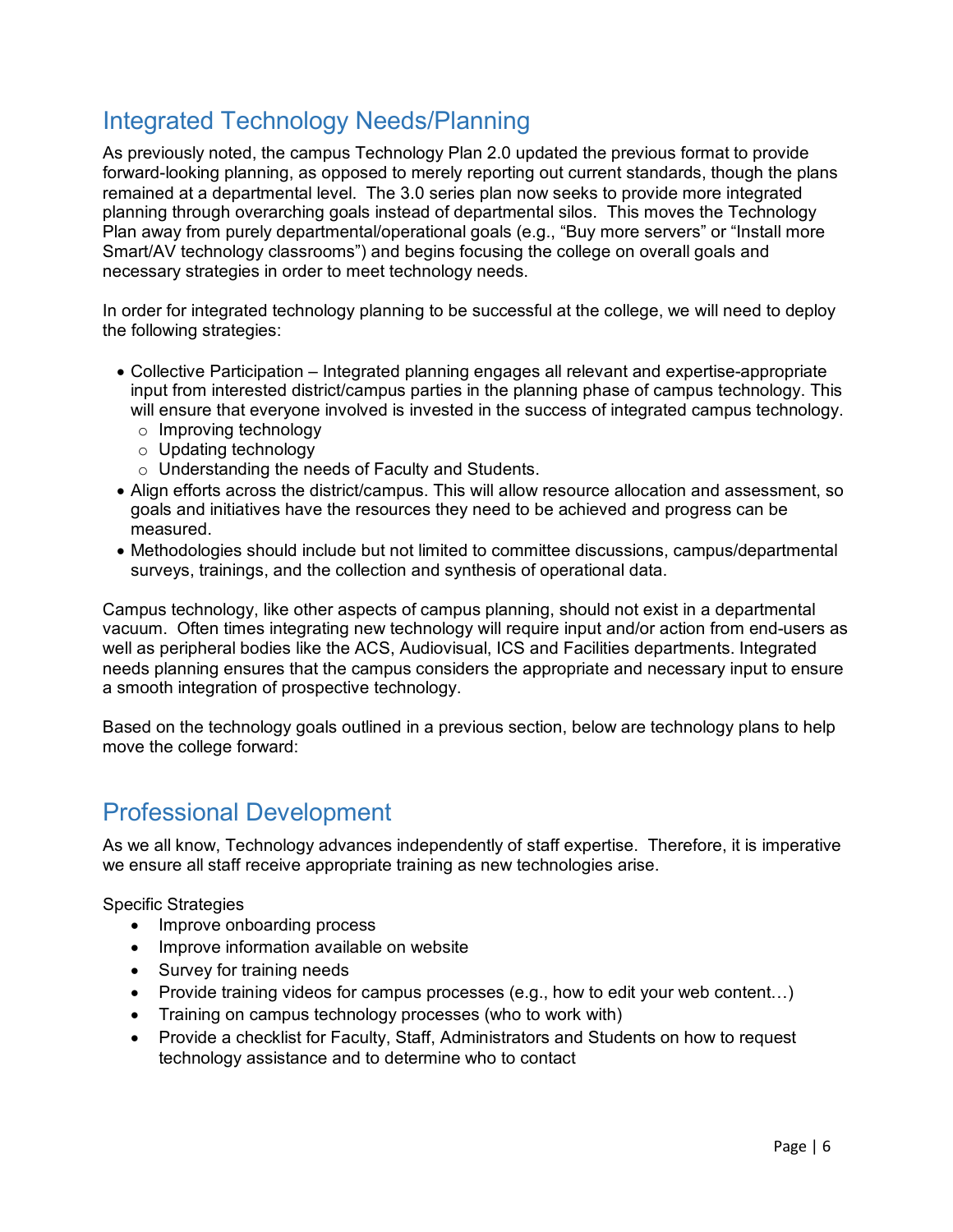## Integrated Technology Needs/Planning

As previously noted, the campus Technology Plan 2.0 updated the previous format to provide forward-looking planning, as opposed to merely reporting out current standards, though the plans remained at a departmental level. The 3.0 series plan now seeks to provide more integrated planning through overarching goals instead of departmental silos. This moves the Technology Plan away from purely departmental/operational goals (e.g., "Buy more servers" or "Install more Smart/AV technology classrooms") and begins focusing the college on overall goals and necessary strategies in order to meet technology needs.

In order for integrated technology planning to be successful at the college, we will need to deploy the following strategies:

- Collective Participation – Integrated planning engages all relevant and expertise-appropriate input from interested district/campus parties in the planning phase of campus technology. This will ensure that everyone involved is invested in the success of integrated campus technology.
  - Improving technology
  - Updating technology
  - Understanding the needs of Faculty and Students.
- Align efforts across the district/campus. This will allow resource allocation and assessment, so goals and initiatives have the resources they need to be achieved and progress can be measured.
- Methodologies should include but not limited to committee discussions, campus/departmental surveys, trainings, and the collection and synthesis of operational data.

Campus technology, like other aspects of campus planning, should not exist in a departmental vacuum. Often times integrating new technology will require input and/or action from end-users as well as peripheral bodies like the ACS, Audiovisual, ICS and Facilities departments. Integrated needs planning ensures that the campus considers the appropriate and necessary input to ensure a smooth integration of prospective technology.

Based on the technology goals outlined in a previous section, below are technology plans to help move the college forward:

## Professional Development

As we all know, Technology advances independently of staff expertise. Therefore, it is imperative we ensure all staff receive appropriate training as new technologies arise.

Specific Strategies

- Improve onboarding process
- Improve information available on website
- Survey for training needs
- Provide training videos for campus processes (e.g., how to edit your web content…)
- Training on campus technology processes (who to work with)
- Provide a checklist for Faculty, Staff, Administrators and Students on how to request technology assistance and to determine who to contact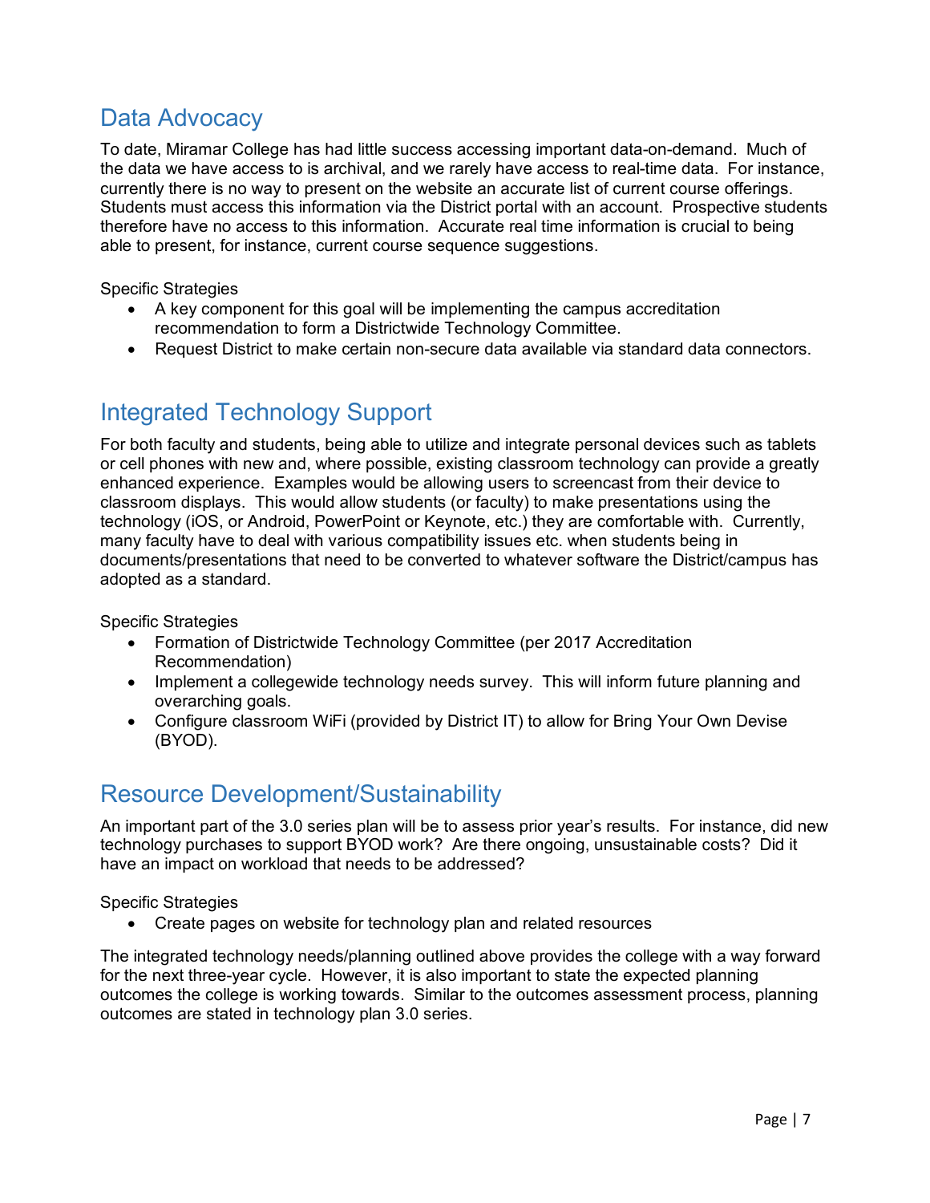## Data Advocacy

To date, Miramar College has had little success accessing important data-on-demand. Much of the data we have access to is archival, and we rarely have access to real-time data. For instance, currently there is no way to present on the website an accurate list of current course offerings. Students must access this information via the District portal with an account. Prospective students therefore have no access to this information. Accurate real time information is crucial to being able to present, for instance, current course sequence suggestions.

Specific Strategies

- A key component for this goal will be implementing the campus accreditation recommendation to form a Districtwide Technology Committee.
- Request District to make certain non-secure data available via standard data connectors.

## Integrated Technology Support

For both faculty and students, being able to utilize and integrate personal devices such as tablets or cell phones with new and, where possible, existing classroom technology can provide a greatly enhanced experience. Examples would be allowing users to screencast from their device to classroom displays. This would allow students (or faculty) to make presentations using the technology (iOS, or Android, PowerPoint or Keynote, etc.) they are comfortable with. Currently, many faculty have to deal with various compatibility issues etc. when students being in documents/presentations that need to be converted to whatever software the District/campus has adopted as a standard.

Specific Strategies

- Formation of Districtwide Technology Committee (per 2017 Accreditation Recommendation)
- Implement a collegewide technology needs survey. This will inform future planning and overarching goals.
- Configure classroom WiFi (provided by District IT) to allow for Bring Your Own Devise (BYOD).

## Resource Development/Sustainability

An important part of the 3.0 series plan will be to assess prior year's results. For instance, did new technology purchases to support BYOD work? Are there ongoing, unsustainable costs? Did it have an impact on workload that needs to be addressed?

Specific Strategies

- Create pages on website for technology plan and related resources

The integrated technology needs/planning outlined above provides the college with a way forward for the next three-year cycle. However, it is also important to state the expected planning outcomes the college is working towards. Similar to the outcomes assessment process, planning outcomes are stated in technology plan 3.0 series.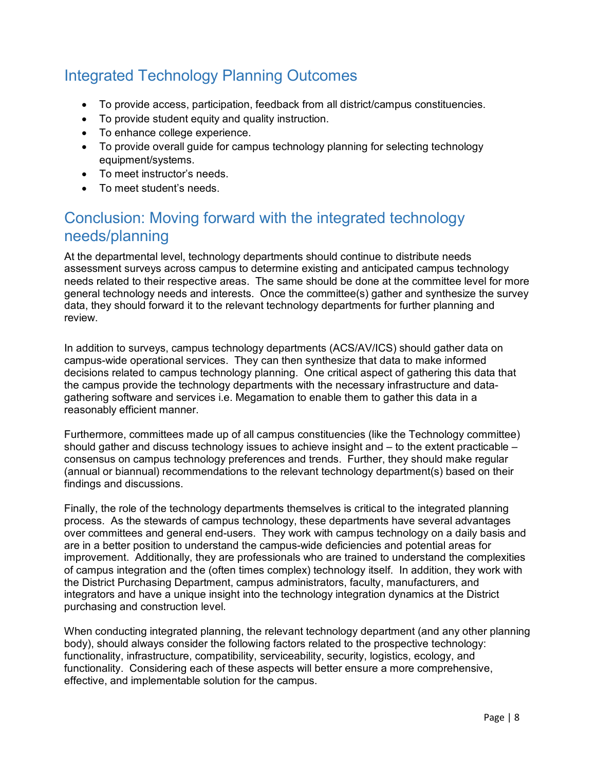## Integrated Technology Planning Outcomes

- To provide access, participation, feedback from all district/campus constituencies.
- To provide student equity and quality instruction.
- To enhance college experience.
- To provide overall guide for campus technology planning for selecting technology equipment/systems.
- To meet instructor's needs.
- To meet student's needs.

## Conclusion: Moving forward with the integrated technology needs/planning

At the departmental level, technology departments should continue to distribute needs assessment surveys across campus to determine existing and anticipated campus technology needs related to their respective areas. The same should be done at the committee level for more general technology needs and interests. Once the committee(s) gather and synthesize the survey data, they should forward it to the relevant technology departments for further planning and review.

In addition to surveys, campus technology departments (ACS/AV/ICS) should gather data on campus-wide operational services. They can then synthesize that data to make informed decisions related to campus technology planning. One critical aspect of gathering this data that the campus provide the technology departments with the necessary infrastructure and data-gathering software and services i.e. Megamation to enable them to gather this data in a reasonably efficient manner.

Furthermore, committees made up of all campus constituencies (like the Technology committee) should gather and discuss technology issues to achieve insight and – to the extent practicable – consensus on campus technology preferences and trends. Further, they should make regular (annual or biannual) recommendations to the relevant technology department(s) based on their findings and discussions.

Finally, the role of the technology departments themselves is critical to the integrated planning process. As the stewards of campus technology, these departments have several advantages over committees and general end-users. They work with campus technology on a daily basis and are in a better position to understand the campus-wide deficiencies and potential areas for improvement. Additionally, they are professionals who are trained to understand the complexities of campus integration and the (often times complex) technology itself. In addition, they work with the District Purchasing Department, campus administrators, faculty, manufacturers, and integrators and have a unique insight into the technology integration dynamics at the District purchasing and construction level.

When conducting integrated planning, the relevant technology department (and any other planning body), should always consider the following factors related to the prospective technology: functionality, infrastructure, compatibility, serviceability, security, logistics, ecology, and functionality. Considering each of these aspects will better ensure a more comprehensive, effective, and implementable solution for the campus.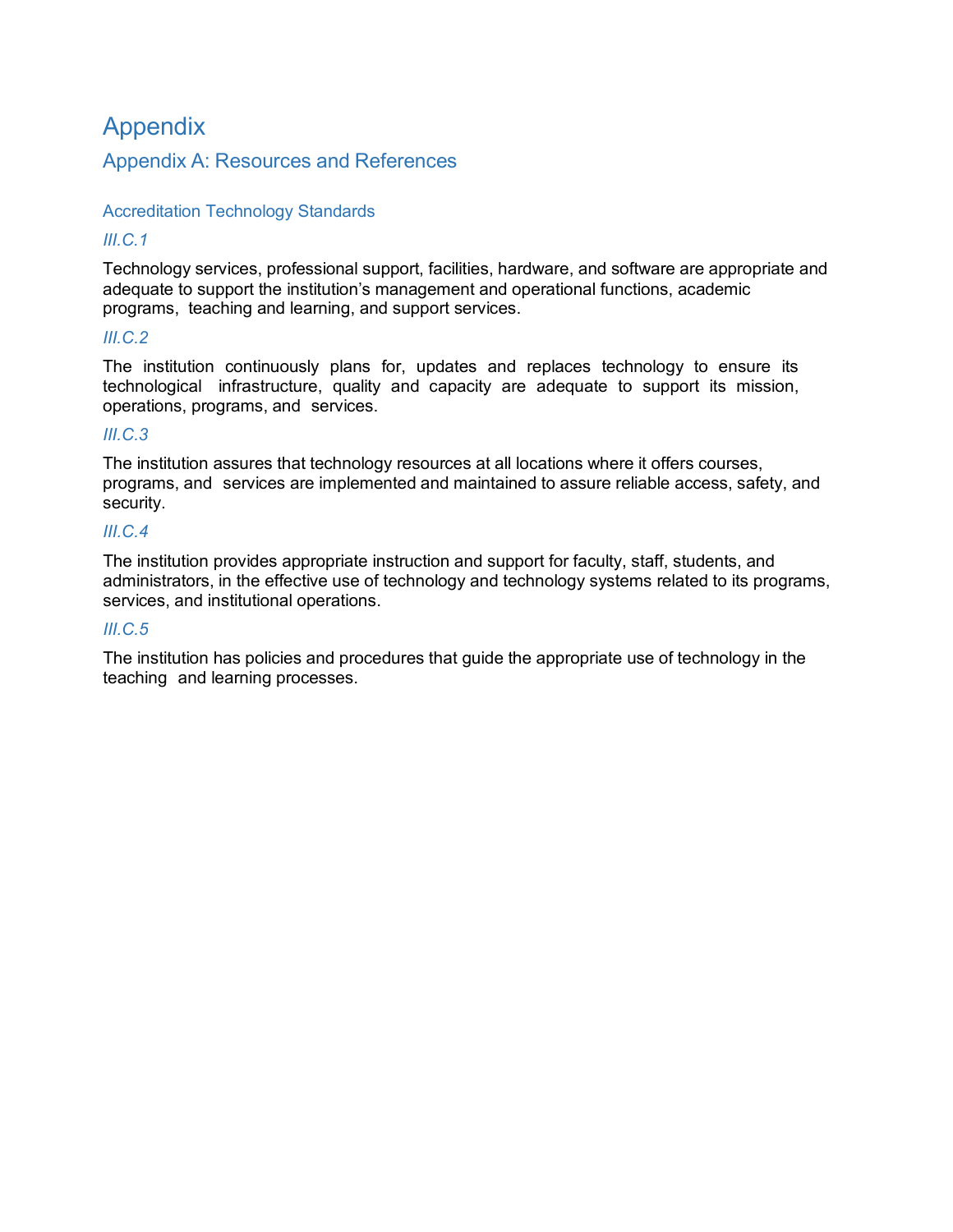# Appendix

## Appendix A: Resources and References

### Accreditation Technology Standards

*III.C.1*

Technology services, professional support, facilities, hardware, and software are appropriate and adequate to support the institution's management and operational functions, academic programs, teaching and learning, and support services.

*III.C.2*

The institution continuously plans for, updates and replaces technology to ensure its technological infrastructure, quality and capacity are adequate to support its mission, operations, programs, and services.

*III.C.3*

The institution assures that technology resources at all locations where it offers courses, programs, and services are implemented and maintained to assure reliable access, safety, and security.

*III.C.4*

The institution provides appropriate instruction and support for faculty, staff, students, and administrators, in the effective use of technology and technology systems related to its programs, services, and institutional operations.

*III.C.5*

The institution has policies and procedures that guide the appropriate use of technology in the teaching and learning processes.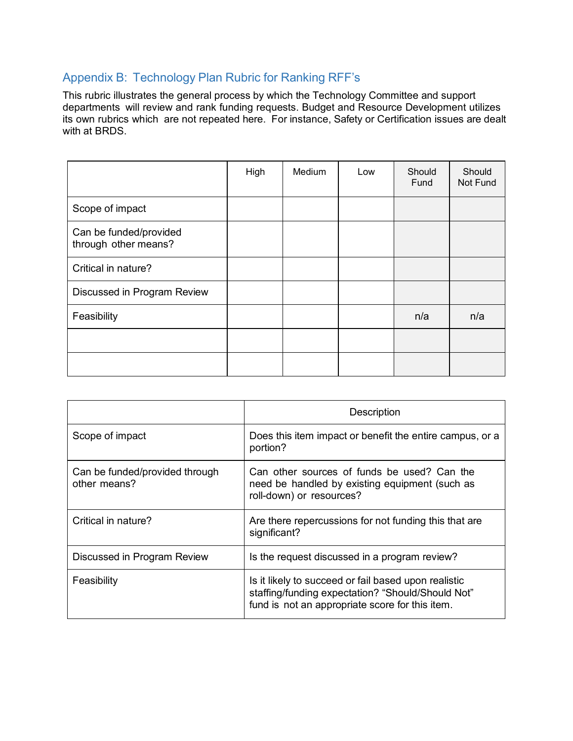## Appendix B: Technology Plan Rubric for Ranking RFF's

This rubric illustrates the general process by which the Technology Committee and support departments will review and rank funding requests. Budget and Resource Development utilizes its own rubrics which are not repeated here. For instance, Safety or Certification issues are dealt with at BRDS.

| | High | Medium | Low | Should Fund | Should Not Fund |
|---|---|---|---|---|---|
| Scope of impact | | | | | |
| Can be funded/provided through other means? | | | | | |
| Critical in nature? | | | | | |
| Discussed in Program Review | | | | | |
| Feasibility | | | | n/a | n/a |
| | | | | | |
| | | | | | |

| | Description |
|---|---|
| Scope of impact | Does this item impact or benefit the entire campus, or a portion? |
| Can be funded/provided through other means? | Can other sources of funds be used? Can the need be handled by existing equipment (such as roll-down) or resources? |
| Critical in nature? | Are there repercussions for not funding this that are significant? |
| Discussed in Program Review | Is the request discussed in a program review? |
| Feasibility | Is it likely to succeed or fail based upon realistic staffing/funding expectation? "Should/Should Not" fund is not an appropriate score for this item. |